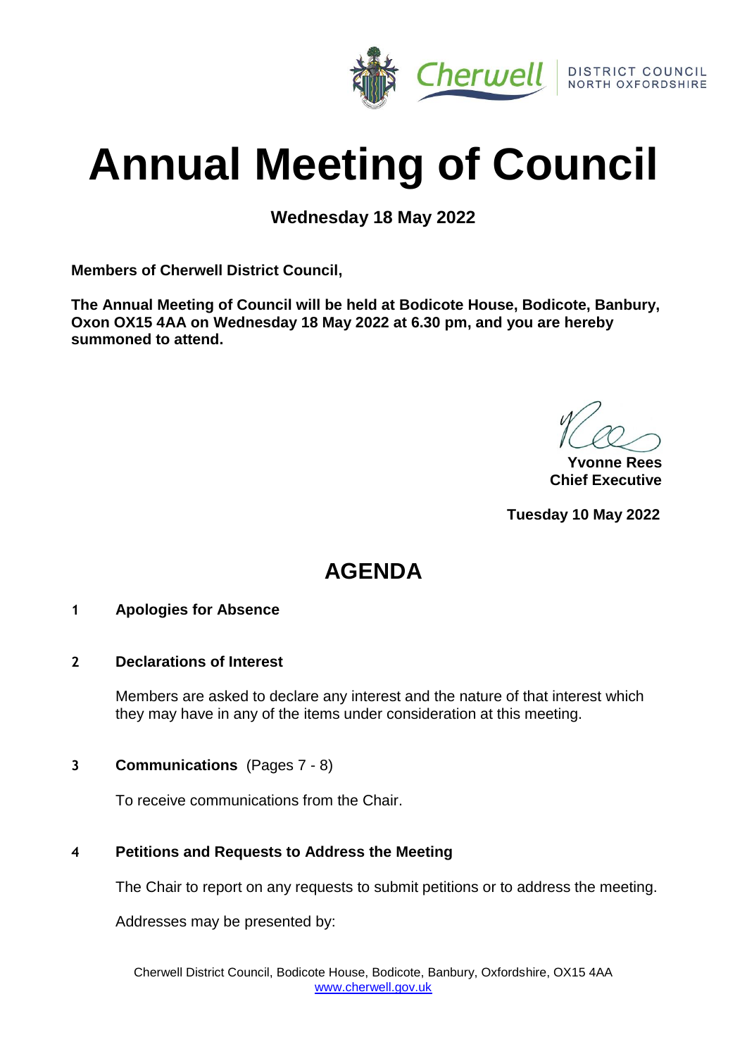Cherwell DISTRICT COUNCIL NORTH OXFORDSHIRE

# Annual Meeting of Council

**Wednesday 18 May 2022**

**Members of Cherwell District Council,**

**The Annual Meeting of Council will be held at Bodicote House, Bodicote, Banbury, Oxon OX15 4AA on Wednesday 18 May 2022 at 6.30 pm, and you are hereby summoned to attend.**

**Yvonne Rees**
**Chief Executive**

**Tuesday 10 May 2022**

## AGENDA

**1 Apologies for Absence**

**2 Declarations of Interest**

Members are asked to declare any interest and the nature of that interest which they may have in any of the items under consideration at this meeting.

**3 Communications** (Pages 7 - 8)

To receive communications from the Chair.

**4 Petitions and Requests to Address the Meeting**

The Chair to report on any requests to submit petitions or to address the meeting.

Addresses may be presented by:

Cherwell District Council, Bodicote House, Bodicote, Banbury, Oxfordshire, OX15 4AA
www.cherwell.gov.uk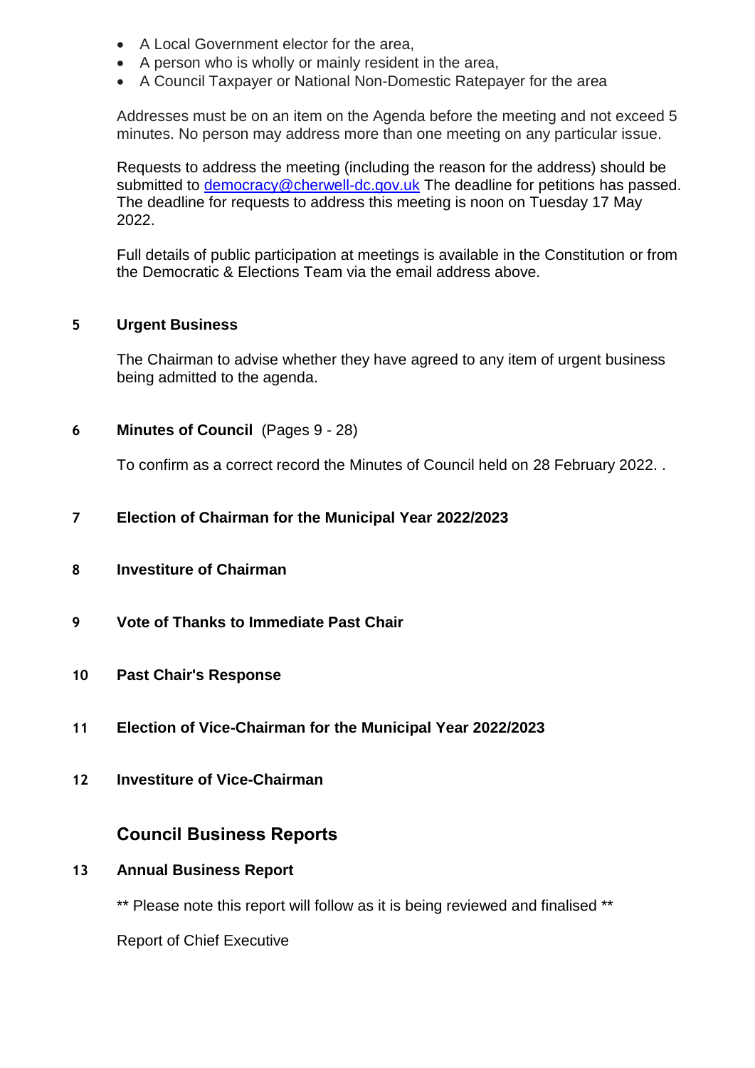- A Local Government elector for the area,
- A person who is wholly or mainly resident in the area,
- A Council Taxpayer or National Non-Domestic Ratepayer for the area

Addresses must be on an item on the Agenda before the meeting and not exceed 5 minutes. No person may address more than one meeting on any particular issue.

Requests to address the meeting (including the reason for the address) should be submitted to democracy@cherwell-dc.gov.uk The deadline for petitions has passed. The deadline for requests to address this meeting is noon on Tuesday 17 May 2022.

Full details of public participation at meetings is available in the Constitution or from the Democratic & Elections Team via the email address above.

**5 Urgent Business**

The Chairman to advise whether they have agreed to any item of urgent business being admitted to the agenda.

**6 Minutes of Council** (Pages 9 - 28)

To confirm as a correct record the Minutes of Council held on 28 February 2022. .

**7 Election of Chairman for the Municipal Year 2022/2023**

**8 Investiture of Chairman**

**9 Vote of Thanks to Immediate Past Chair**

**10 Past Chair's Response**

**11 Election of Vice-Chairman for the Municipal Year 2022/2023**

**12 Investiture of Vice-Chairman**

## Council Business Reports

**13 Annual Business Report**

** Please note this report will follow as it is being reviewed and finalised **

Report of Chief Executive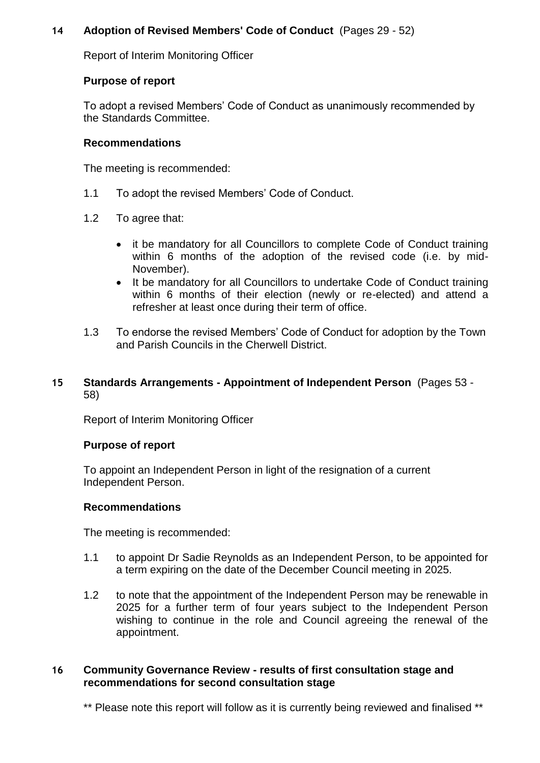## 14 Adoption of Revised Members' Code of Conduct (Pages 29 - 52)

Report of Interim Monitoring Officer

### Purpose of report

To adopt a revised Members' Code of Conduct as unanimously recommended by the Standards Committee.

### Recommendations

The meeting is recommended:

1.1 To adopt the revised Members' Code of Conduct.

1.2 To agree that:

- it be mandatory for all Councillors to complete Code of Conduct training within 6 months of the adoption of the revised code (i.e. by mid-November).
- It be mandatory for all Councillors to undertake Code of Conduct training within 6 months of their election (newly or re-elected) and attend a refresher at least once during their term of office.

1.3 To endorse the revised Members' Code of Conduct for adoption by the Town and Parish Councils in the Cherwell District.

## 15 Standards Arrangements - Appointment of Independent Person (Pages 53 - 58)

Report of Interim Monitoring Officer

### Purpose of report

To appoint an Independent Person in light of the resignation of a current Independent Person.

### Recommendations

The meeting is recommended:

1.1 to appoint Dr Sadie Reynolds as an Independent Person, to be appointed for a term expiring on the date of the December Council meeting in 2025.

1.2 to note that the appointment of the Independent Person may be renewable in 2025 for a further term of four years subject to the Independent Person wishing to continue in the role and Council agreeing the renewal of the appointment.

## 16 Community Governance Review - results of first consultation stage and recommendations for second consultation stage

** Please note this report will follow as it is currently being reviewed and finalised **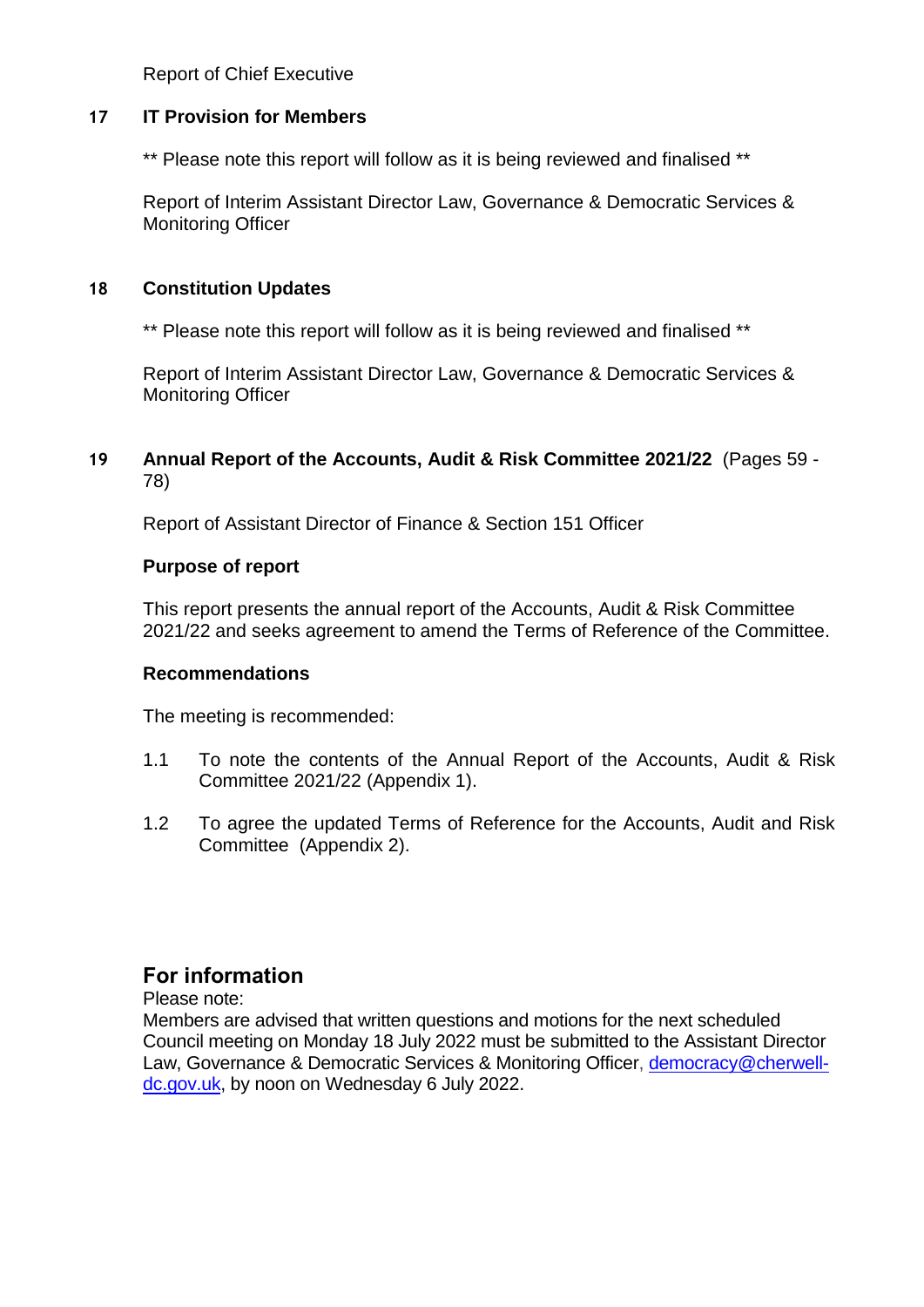Report of Chief Executive

### 17 IT Provision for Members

** Please note this report will follow as it is being reviewed and finalised **

Report of Interim Assistant Director Law, Governance & Democratic Services & Monitoring Officer

### 18 Constitution Updates

** Please note this report will follow as it is being reviewed and finalised **

Report of Interim Assistant Director Law, Governance & Democratic Services & Monitoring Officer

### 19 Annual Report of the Accounts, Audit & Risk Committee 2021/22 (Pages 59 - 78)

Report of Assistant Director of Finance & Section 151 Officer

**Purpose of report**

This report presents the annual report of the Accounts, Audit & Risk Committee 2021/22 and seeks agreement to amend the Terms of Reference of the Committee.

**Recommendations**

The meeting is recommended:

1.1 To note the contents of the Annual Report of the Accounts, Audit & Risk Committee 2021/22 (Appendix 1).

1.2 To agree the updated Terms of Reference for the Accounts, Audit and Risk Committee (Appendix 2).

## For information

Please note:
Members are advised that written questions and motions for the next scheduled Council meeting on Monday 18 July 2022 must be submitted to the Assistant Director Law, Governance & Democratic Services & Monitoring Officer, democracy@cherwell-dc.gov.uk, by noon on Wednesday 6 July 2022.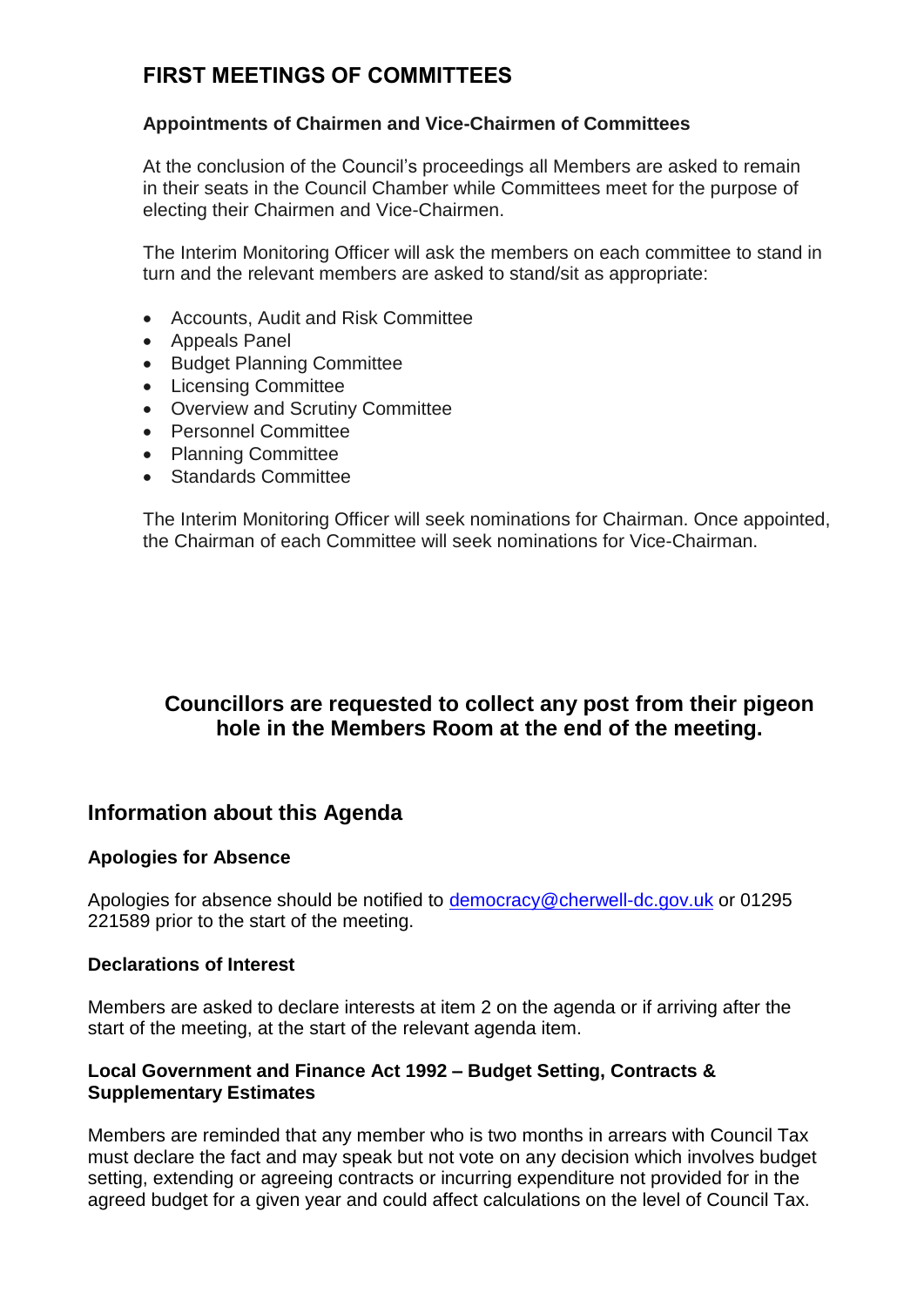## FIRST MEETINGS OF COMMITTEES

### Appointments of Chairmen and Vice-Chairmen of Committees

At the conclusion of the Council's proceedings all Members are asked to remain in their seats in the Council Chamber while Committees meet for the purpose of electing their Chairmen and Vice-Chairmen.

The Interim Monitoring Officer will ask the members on each committee to stand in turn and the relevant members are asked to stand/sit as appropriate:

- Accounts, Audit and Risk Committee
- Appeals Panel
- Budget Planning Committee
- Licensing Committee
- Overview and Scrutiny Committee
- Personnel Committee
- Planning Committee
- Standards Committee

The Interim Monitoring Officer will seek nominations for Chairman. Once appointed, the Chairman of each Committee will seek nominations for Vice-Chairman.

**Councillors are requested to collect any post from their pigeon hole in the Members Room at the end of the meeting.**

## Information about this Agenda

### Apologies for Absence

Apologies for absence should be notified to democracy@cherwell-dc.gov.uk or 01295 221589 prior to the start of the meeting.

### Declarations of Interest

Members are asked to declare interests at item 2 on the agenda or if arriving after the start of the meeting, at the start of the relevant agenda item.

### Local Government and Finance Act 1992 – Budget Setting, Contracts & Supplementary Estimates

Members are reminded that any member who is two months in arrears with Council Tax must declare the fact and may speak but not vote on any decision which involves budget setting, extending or agreeing contracts or incurring expenditure not provided for in the agreed budget for a given year and could affect calculations on the level of Council Tax.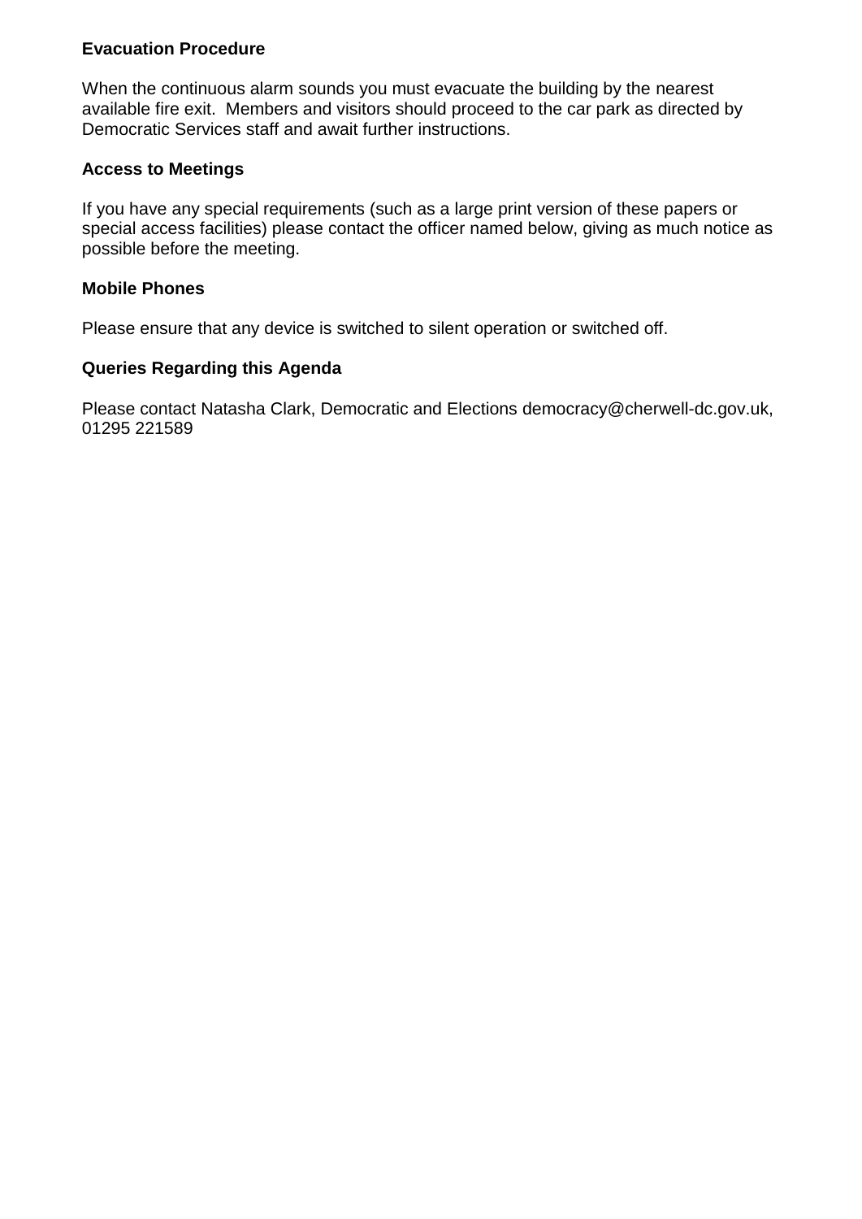**Evacuation Procedure**

When the continuous alarm sounds you must evacuate the building by the nearest available fire exit. Members and visitors should proceed to the car park as directed by Democratic Services staff and await further instructions.

**Access to Meetings**

If you have any special requirements (such as a large print version of these papers or special access facilities) please contact the officer named below, giving as much notice as possible before the meeting.

**Mobile Phones**

Please ensure that any device is switched to silent operation or switched off.

**Queries Regarding this Agenda**

Please contact Natasha Clark, Democratic and Elections democracy@cherwell-dc.gov.uk, 01295 221589